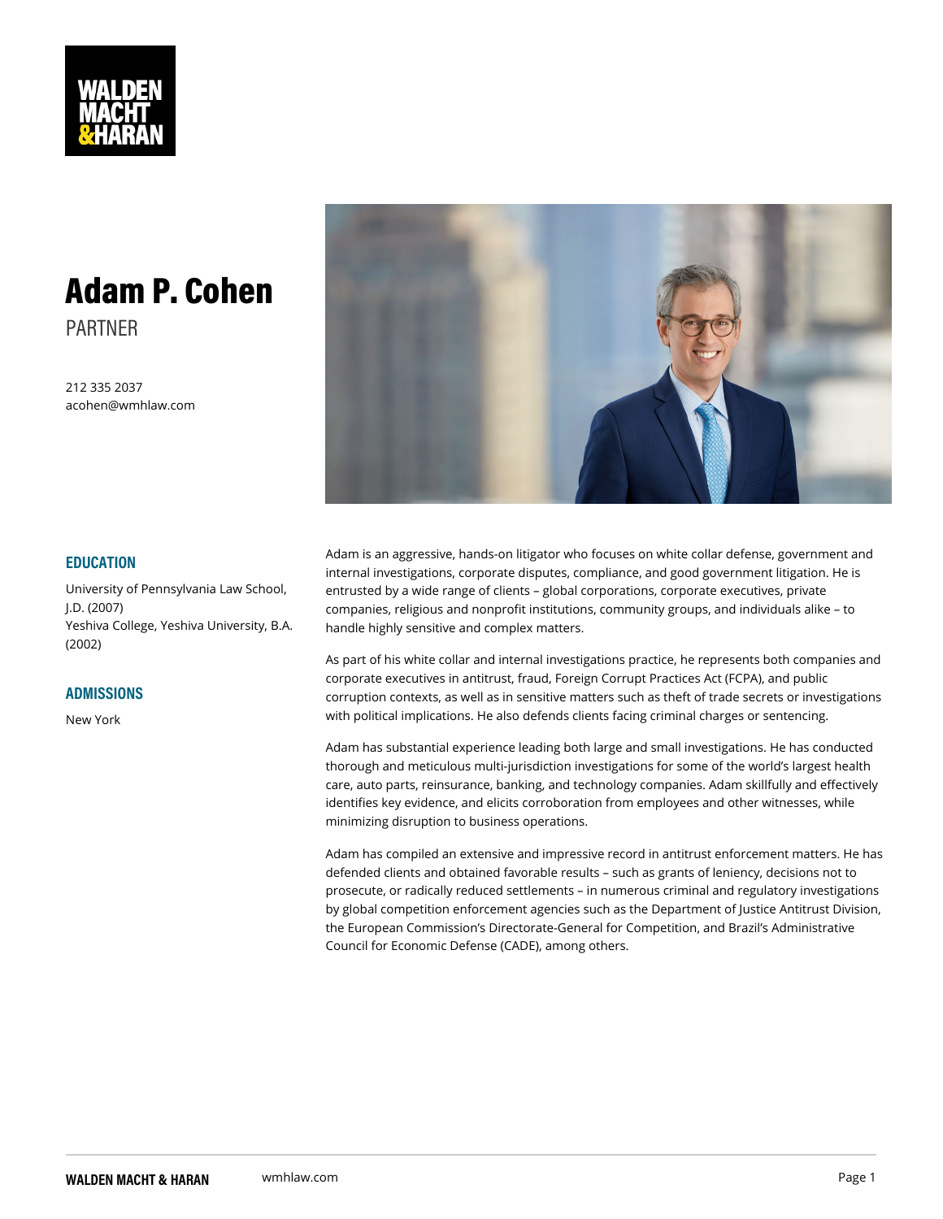WALDEN MACHT & HARAN

# Adam P. Cohen

PARTNER

212 335 2037
acohen@wmhlaw.com

## EDUCATION

University of Pennsylvania Law School, J.D. (2007)
Yeshiva College, Yeshiva University, B.A. (2002)

## ADMISSIONS

New York

Adam is an aggressive, hands-on litigator who focuses on white collar defense, government and internal investigations, corporate disputes, compliance, and good government litigation. He is entrusted by a wide range of clients – global corporations, corporate executives, private companies, religious and nonprofit institutions, community groups, and individuals alike – to handle highly sensitive and complex matters.

As part of his white collar and internal investigations practice, he represents both companies and corporate executives in antitrust, fraud, Foreign Corrupt Practices Act (FCPA), and public corruption contexts, as well as in sensitive matters such as theft of trade secrets or investigations with political implications. He also defends clients facing criminal charges or sentencing.

Adam has substantial experience leading both large and small investigations. He has conducted thorough and meticulous multi-jurisdiction investigations for some of the world's largest health care, auto parts, reinsurance, banking, and technology companies. Adam skillfully and effectively identifies key evidence, and elicits corroboration from employees and other witnesses, while minimizing disruption to business operations.

Adam has compiled an extensive and impressive record in antitrust enforcement matters. He has defended clients and obtained favorable results – such as grants of leniency, decisions not to prosecute, or radically reduced settlements – in numerous criminal and regulatory investigations by global competition enforcement agencies such as the Department of Justice Antitrust Division, the European Commission's Directorate-General for Competition, and Brazil's Administrative Council for Economic Defense (CADE), among others.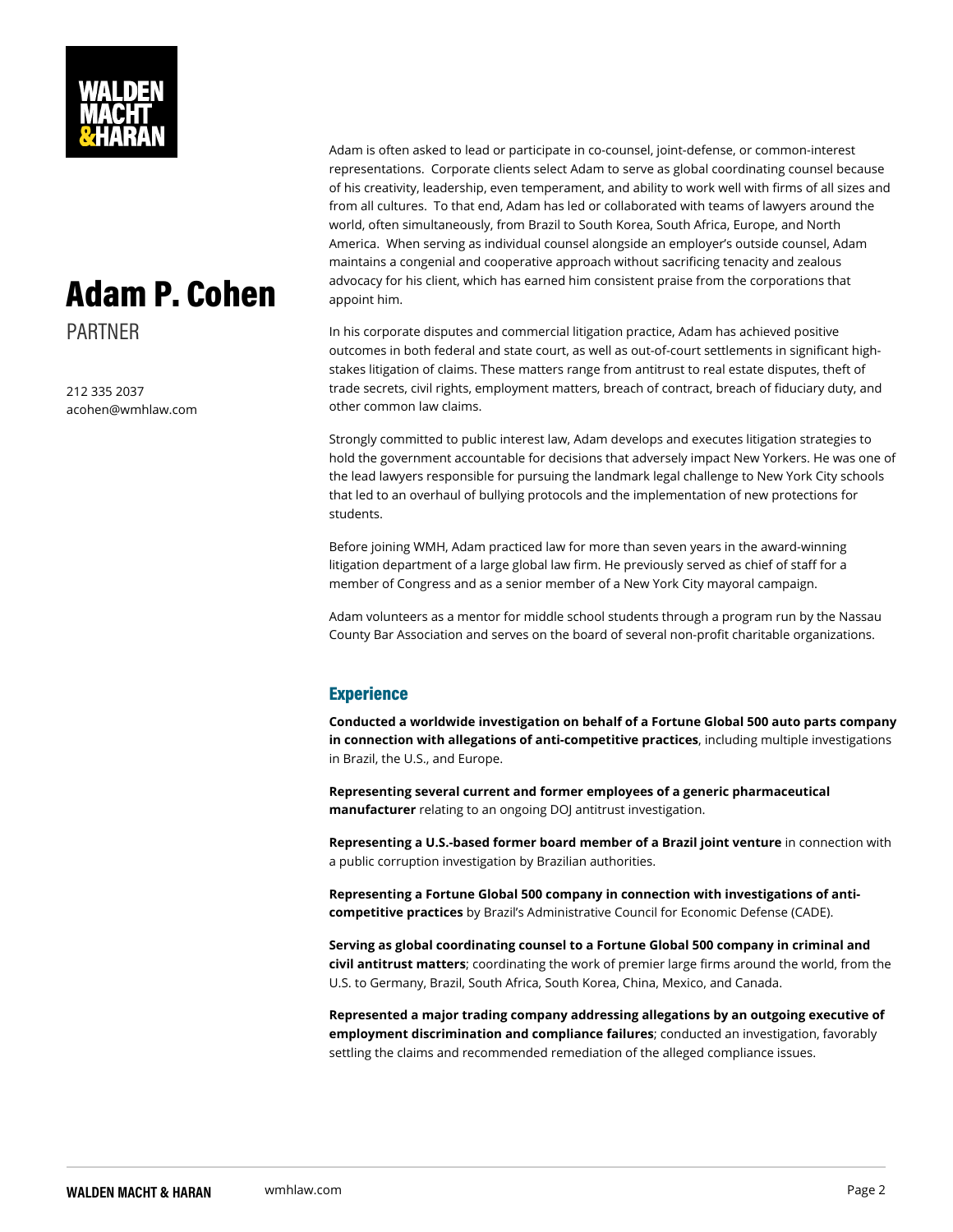# Adam P. Cohen

PARTNER

212 335 2037
acohen@wmhlaw.com

Adam is often asked to lead or participate in co-counsel, joint-defense, or common-interest representations. Corporate clients select Adam to serve as global coordinating counsel because of his creativity, leadership, even temperament, and ability to work well with firms of all sizes and from all cultures. To that end, Adam has led or collaborated with teams of lawyers around the world, often simultaneously, from Brazil to South Korea, South Africa, Europe, and North America. When serving as individual counsel alongside an employer's outside counsel, Adam maintains a congenial and cooperative approach without sacrificing tenacity and zealous advocacy for his client, which has earned him consistent praise from the corporations that appoint him.

In his corporate disputes and commercial litigation practice, Adam has achieved positive outcomes in both federal and state court, as well as out-of-court settlements in significant high-stakes litigation of claims. These matters range from antitrust to real estate disputes, theft of trade secrets, civil rights, employment matters, breach of contract, breach of fiduciary duty, and other common law claims.

Strongly committed to public interest law, Adam develops and executes litigation strategies to hold the government accountable for decisions that adversely impact New Yorkers. He was one of the lead lawyers responsible for pursuing the landmark legal challenge to New York City schools that led to an overhaul of bullying protocols and the implementation of new protections for students.

Before joining WMH, Adam practiced law for more than seven years in the award-winning litigation department of a large global law firm. He previously served as chief of staff for a member of Congress and as a senior member of a New York City mayoral campaign.

Adam volunteers as a mentor for middle school students through a program run by the Nassau County Bar Association and serves on the board of several non-profit charitable organizations.

## Experience

**Conducted a worldwide investigation on behalf of a Fortune Global 500 auto parts company in connection with allegations of anti-competitive practices**, including multiple investigations in Brazil, the U.S., and Europe.

**Representing several current and former employees of a generic pharmaceutical manufacturer** relating to an ongoing DOJ antitrust investigation.

**Representing a U.S.-based former board member of a Brazil joint venture** in connection with a public corruption investigation by Brazilian authorities.

**Representing a Fortune Global 500 company in connection with investigations of anti-competitive practices** by Brazil's Administrative Council for Economic Defense (CADE).

**Serving as global coordinating counsel to a Fortune Global 500 company in criminal and civil antitrust matters**; coordinating the work of premier large firms around the world, from the U.S. to Germany, Brazil, South Africa, South Korea, China, Mexico, and Canada.

**Represented a major trading company addressing allegations by an outgoing executive of employment discrimination and compliance failures**; conducted an investigation, favorably settling the claims and recommended remediation of the alleged compliance issues.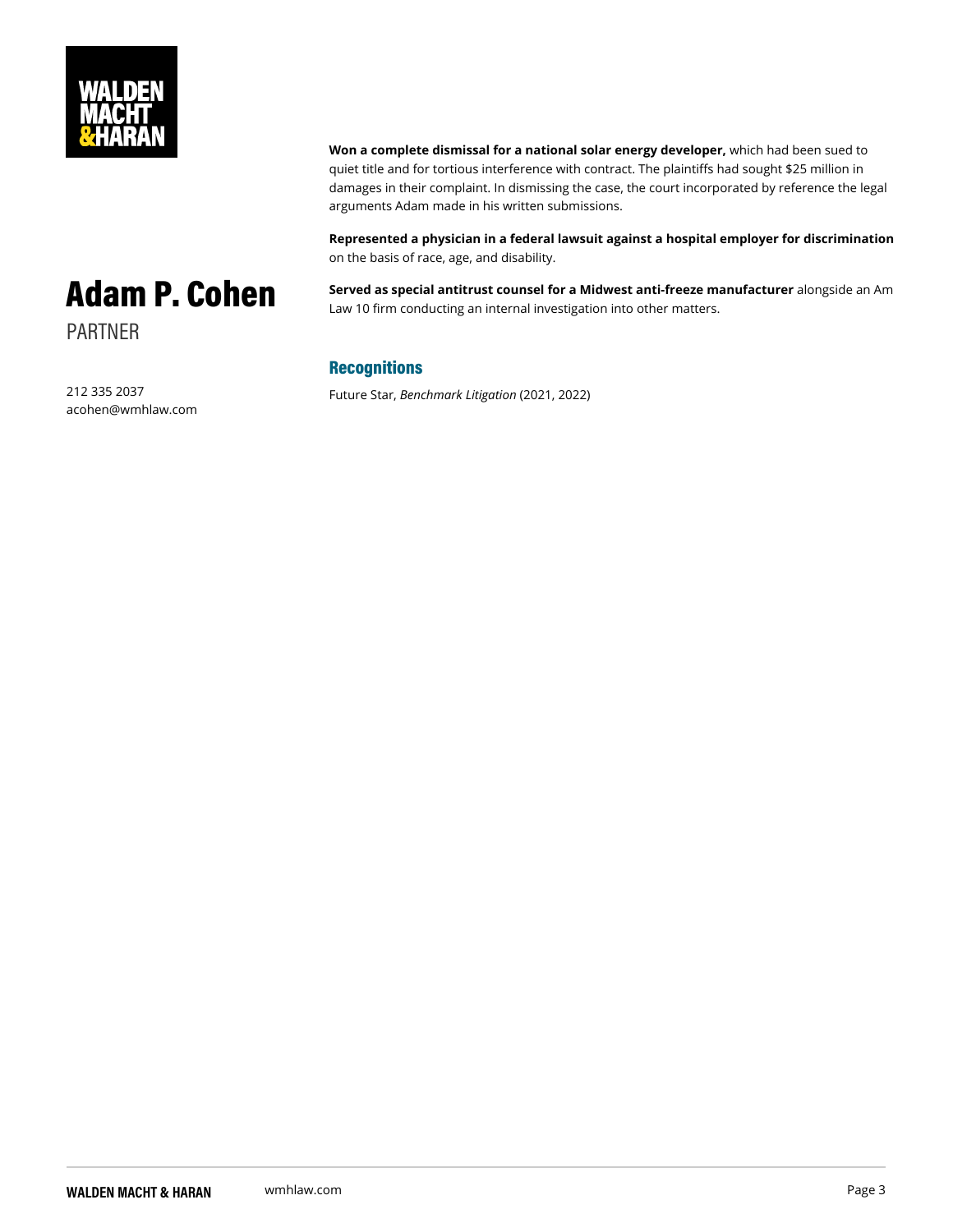# Adam P. Cohen

PARTNER

212 335 2037
acohen@wmhlaw.com

**Won a complete dismissal for a national solar energy developer,** which had been sued to quiet title and for tortious interference with contract. The plaintiffs had sought $25 million in damages in their complaint. In dismissing the case, the court incorporated by reference the legal arguments Adam made in his written submissions.

**Represented a physician in a federal lawsuit against a hospital employer for discrimination** on the basis of race, age, and disability.

**Served as special antitrust counsel for a Midwest anti-freeze manufacturer** alongside an Am Law 10 firm conducting an internal investigation into other matters.

## Recognitions

Future Star, *Benchmark Litigation* (2021, 2022)